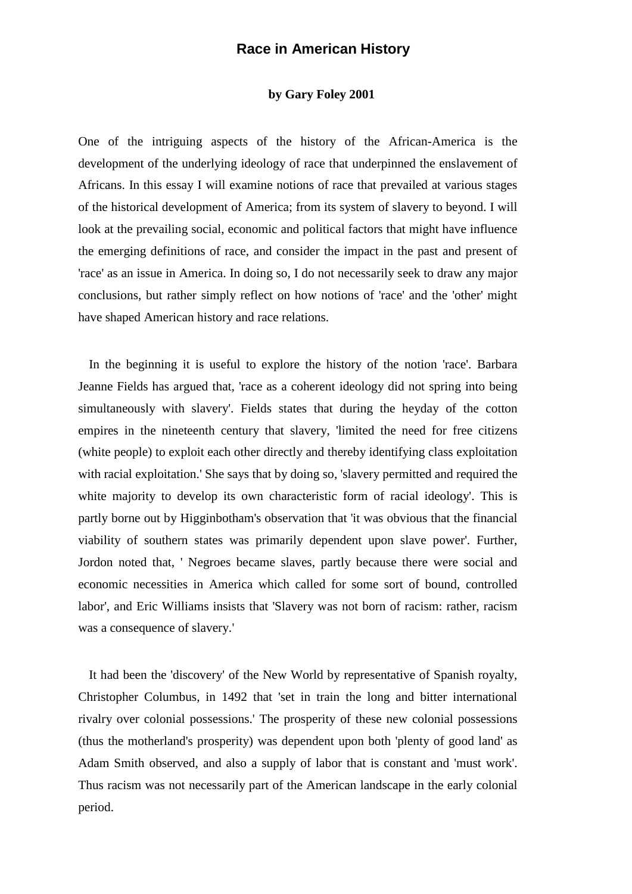# Race in American History

**by Gary Foley 2001**

One of the intriguing aspects of the history of the African-America is the development of the underlying ideology of race that underpinned the enslavement of Africans. In this essay I will examine notions of race that prevailed at various stages of the historical development of America; from its system of slavery to beyond. I will look at the prevailing social, economic and political factors that might have influence the emerging definitions of race, and consider the impact in the past and present of 'race' as an issue in America. In doing so, I do not necessarily seek to draw any major conclusions, but rather simply reflect on how notions of 'race' and the 'other' might have shaped American history and race relations.

In the beginning it is useful to explore the history of the notion 'race'. Barbara Jeanne Fields has argued that, 'race as a coherent ideology did not spring into being simultaneously with slavery'. Fields states that during the heyday of the cotton empires in the nineteenth century that slavery, 'limited the need for free citizens (white people) to exploit each other directly and thereby identifying class exploitation with racial exploitation.' She says that by doing so, 'slavery permitted and required the white majority to develop its own characteristic form of racial ideology'. This is partly borne out by Higginbotham's observation that 'it was obvious that the financial viability of southern states was primarily dependent upon slave power'. Further, Jordon noted that, ' Negroes became slaves, partly because there were social and economic necessities in America which called for some sort of bound, controlled labor', and Eric Williams insists that 'Slavery was not born of racism: rather, racism was a consequence of slavery.'

It had been the 'discovery' of the New World by representative of Spanish royalty, Christopher Columbus, in 1492 that 'set in train the long and bitter international rivalry over colonial possessions.' The prosperity of these new colonial possessions (thus the motherland's prosperity) was dependent upon both 'plenty of good land' as Adam Smith observed, and also a supply of labor that is constant and 'must work'. Thus racism was not necessarily part of the American landscape in the early colonial period.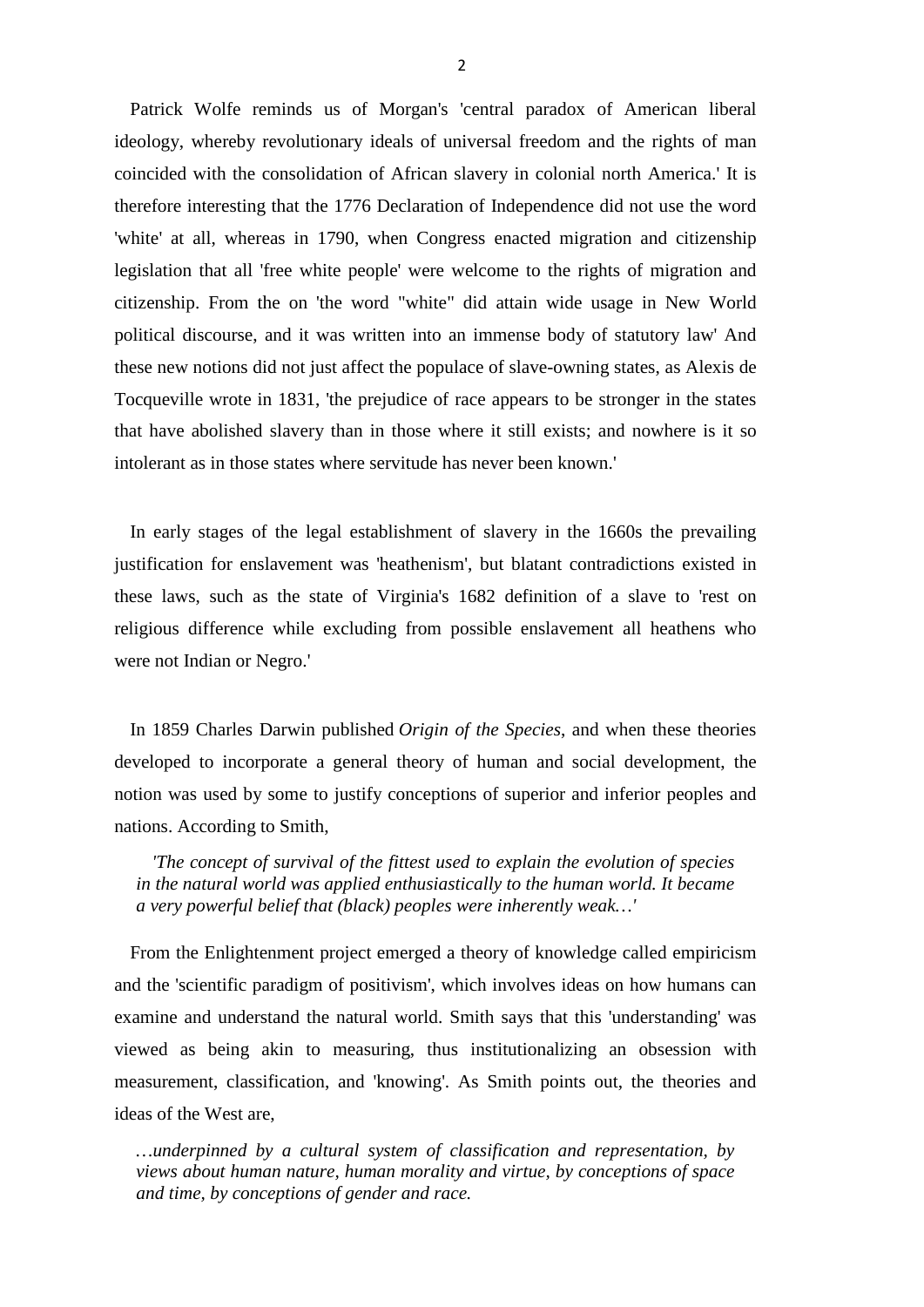Patrick Wolfe reminds us of Morgan's 'central paradox of American liberal ideology, whereby revolutionary ideals of universal freedom and the rights of man coincided with the consolidation of African slavery in colonial north America.' It is therefore interesting that the 1776 Declaration of Independence did not use the word 'white' at all, whereas in 1790, when Congress enacted migration and citizenship legislation that all 'free white people' were welcome to the rights of migration and citizenship. From the on 'the word "white" did attain wide usage in New World political discourse, and it was written into an immense body of statutory law' And these new notions did not just affect the populace of slave-owning states, as Alexis de Tocqueville wrote in 1831, 'the prejudice of race appears to be stronger in the states that have abolished slavery than in those where it still exists; and nowhere is it so intolerant as in those states where servitude has never been known.'

In early stages of the legal establishment of slavery in the 1660s the prevailing justification for enslavement was 'heathenism', but blatant contradictions existed in these laws, such as the state of Virginia's 1682 definition of a slave to 'rest on religious difference while excluding from possible enslavement all heathens who were not Indian or Negro.'

In 1859 Charles Darwin published *Origin of the Species*, and when these theories developed to incorporate a general theory of human and social development, the notion was used by some to justify conceptions of superior and inferior peoples and nations. According to Smith,

> *'The concept of survival of the fittest used to explain the evolution of species in the natural world was applied enthusiastically to the human world. It became a very powerful belief that (black) peoples were inherently weak…'*

From the Enlightenment project emerged a theory of knowledge called empiricism and the 'scientific paradigm of positivism', which involves ideas on how humans can examine and understand the natural world. Smith says that this 'understanding' was viewed as being akin to measuring, thus institutionalizing an obsession with measurement, classification, and 'knowing'. As Smith points out, the theories and ideas of the West are,

> *…underpinned by a cultural system of classification and representation, by views about human nature, human morality and virtue, by conceptions of space and time, by conceptions of gender and race.*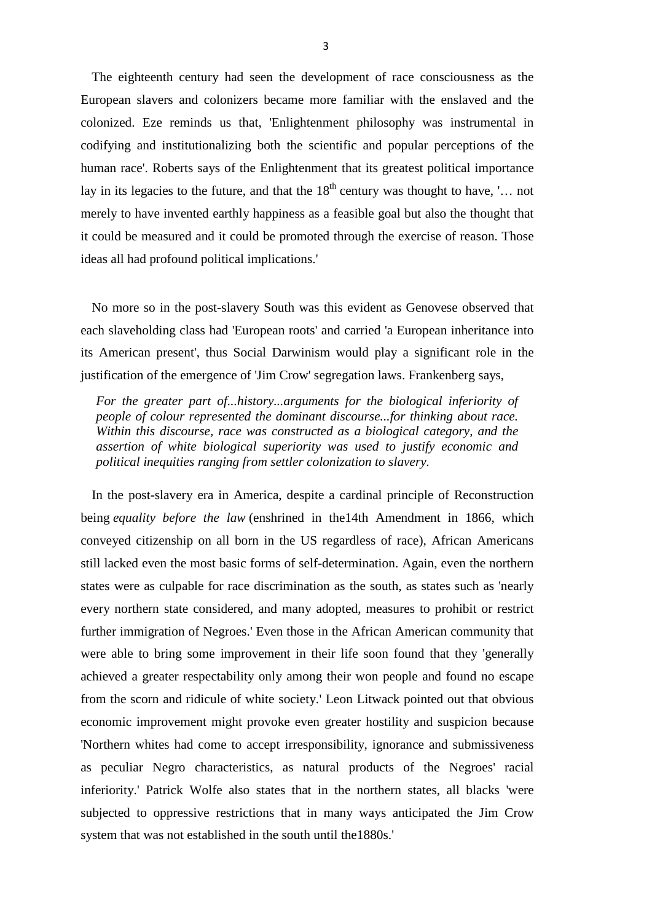The eighteenth century had seen the development of race consciousness as the European slavers and colonizers became more familiar with the enslaved and the colonized. Eze reminds us that, 'Enlightenment philosophy was instrumental in codifying and institutionalizing both the scientific and popular perceptions of the human race'. Roberts says of the Enlightenment that its greatest political importance lay in its legacies to the future, and that the 18th century was thought to have, '… not merely to have invented earthly happiness as a feasible goal but also the thought that it could be measured and it could be promoted through the exercise of reason. Those ideas all had profound political implications.'

No more so in the post-slavery South was this evident as Genovese observed that each slaveholding class had 'European roots' and carried 'a European inheritance into its American present', thus Social Darwinism would play a significant role in the justification of the emergence of 'Jim Crow' segregation laws. Frankenberg says,

> *For the greater part of...history...arguments for the biological inferiority of people of colour represented the dominant discourse...for thinking about race. Within this discourse, race was constructed as a biological category, and the assertion of white biological superiority was used to justify economic and political inequities ranging from settler colonization to slavery.*

In the post-slavery era in America, despite a cardinal principle of Reconstruction being *equality before the law* (enshrined in the14th Amendment in 1866, which conveyed citizenship on all born in the US regardless of race), African Americans still lacked even the most basic forms of self-determination. Again, even the northern states were as culpable for race discrimination as the south, as states such as 'nearly every northern state considered, and many adopted, measures to prohibit or restrict further immigration of Negroes.' Even those in the African American community that were able to bring some improvement in their life soon found that they 'generally achieved a greater respectability only among their won people and found no escape from the scorn and ridicule of white society.' Leon Litwack pointed out that obvious economic improvement might provoke even greater hostility and suspicion because 'Northern whites had come to accept irresponsibility, ignorance and submissiveness as peculiar Negro characteristics, as natural products of the Negroes' racial inferiority.' Patrick Wolfe also states that in the northern states, all blacks 'were subjected to oppressive restrictions that in many ways anticipated the Jim Crow system that was not established in the south until the1880s.'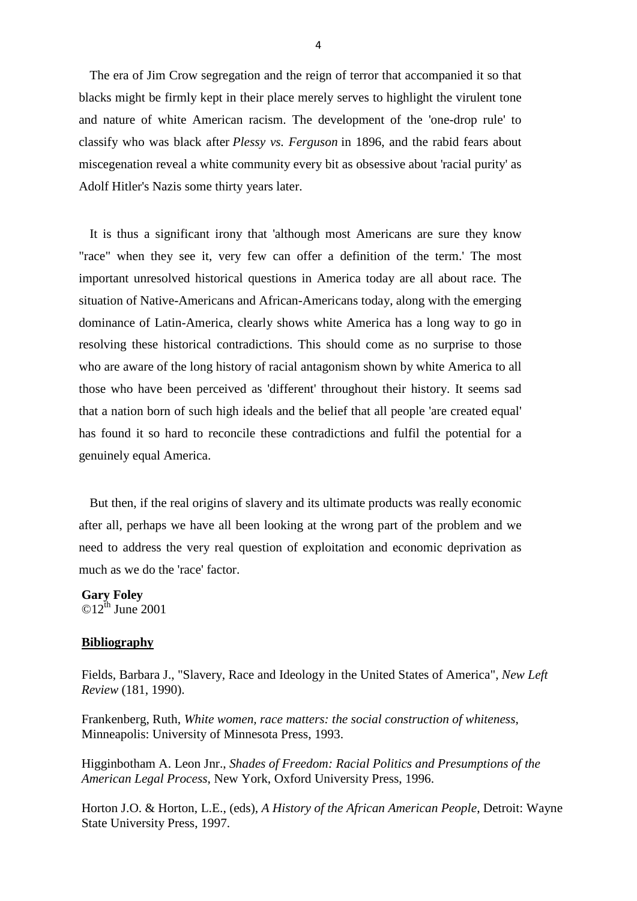The era of Jim Crow segregation and the reign of terror that accompanied it so that blacks might be firmly kept in their place merely serves to highlight the virulent tone and nature of white American racism. The development of the 'one-drop rule' to classify who was black after *Plessy vs. Ferguson* in 1896, and the rabid fears about miscegenation reveal a white community every bit as obsessive about 'racial purity' as Adolf Hitler's Nazis some thirty years later.

It is thus a significant irony that 'although most Americans are sure they know "race" when they see it, very few can offer a definition of the term.' The most important unresolved historical questions in America today are all about race. The situation of Native-Americans and African-Americans today, along with the emerging dominance of Latin-America, clearly shows white America has a long way to go in resolving these historical contradictions. This should come as no surprise to those who are aware of the long history of racial antagonism shown by white America to all those who have been perceived as 'different' throughout their history. It seems sad that a nation born of such high ideals and the belief that all people 'are created equal' has found it so hard to reconcile these contradictions and fulfil the potential for a genuinely equal America.

But then, if the real origins of slavery and its ultimate products was really economic after all, perhaps we have all been looking at the wrong part of the problem and we need to address the very real question of exploitation and economic deprivation as much as we do the 'race' factor.

**Gary Foley**
©12th June 2001

## Bibliography

Fields, Barbara J., "Slavery, Race and Ideology in the United States of America", *New Left Review* (181, 1990).

Frankenberg, Ruth, *White women, race matters: the social construction of whiteness*, Minneapolis: University of Minnesota Press, 1993.

Higginbotham A. Leon Jnr., *Shades of Freedom: Racial Politics and Presumptions of the American Legal Process*, New York, Oxford University Press, 1996.

Horton J.O. & Horton, L.E., (eds), *A History of the African American People*, Detroit: Wayne State University Press, 1997.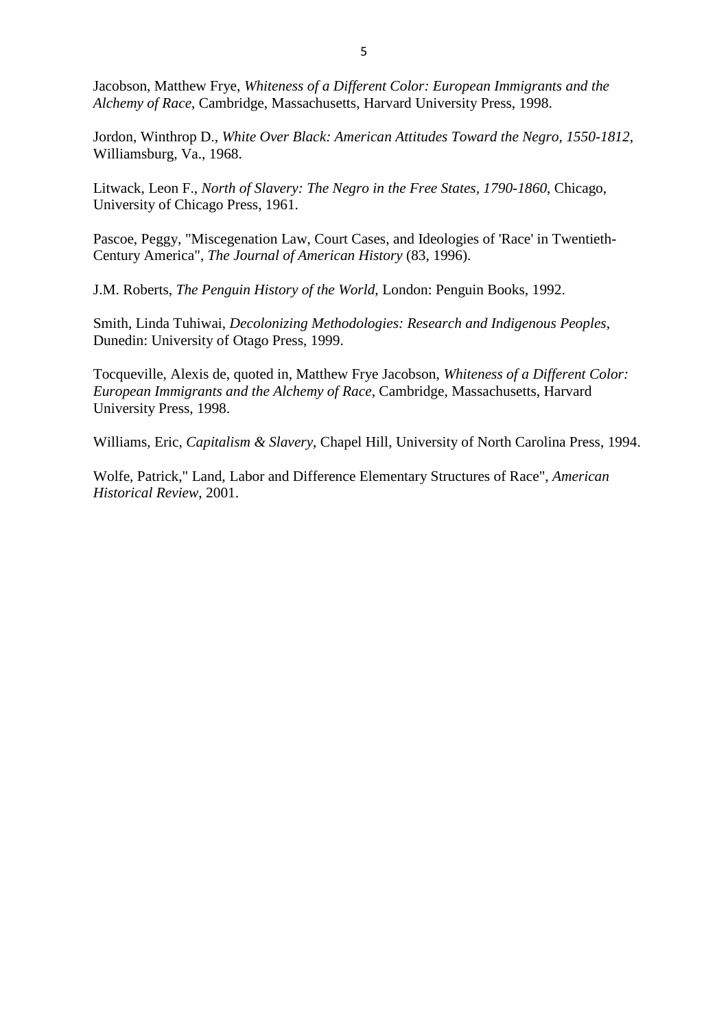Jacobson, Matthew Frye, *Whiteness of a Different Color: European Immigrants and the Alchemy of Race*, Cambridge, Massachusetts, Harvard University Press, 1998.

Jordon, Winthrop D., *White Over Black: American Attitudes Toward the Negro, 1550-1812*, Williamsburg, Va., 1968.

Litwack, Leon F., *North of Slavery: The Negro in the Free States, 1790-1860*, Chicago, University of Chicago Press, 1961.

Pascoe, Peggy, "Miscegenation Law, Court Cases, and Ideologies of 'Race' in Twentieth-Century America", *The Journal of American History* (83, 1996).

J.M. Roberts, *The Penguin History of the World*, London: Penguin Books, 1992.

Smith, Linda Tuhiwai, *Decolonizing Methodologies: Research and Indigenous Peoples*, Dunedin: University of Otago Press, 1999.

Tocqueville, Alexis de, quoted in, Matthew Frye Jacobson, *Whiteness of a Different Color: European Immigrants and the Alchemy of Race*, Cambridge, Massachusetts, Harvard University Press, 1998.

Williams, Eric, *Capitalism & Slavery*, Chapel Hill, University of North Carolina Press, 1994.

Wolfe, Patrick," Land, Labor and Difference Elementary Structures of Race", *American Historical Review*, 2001.